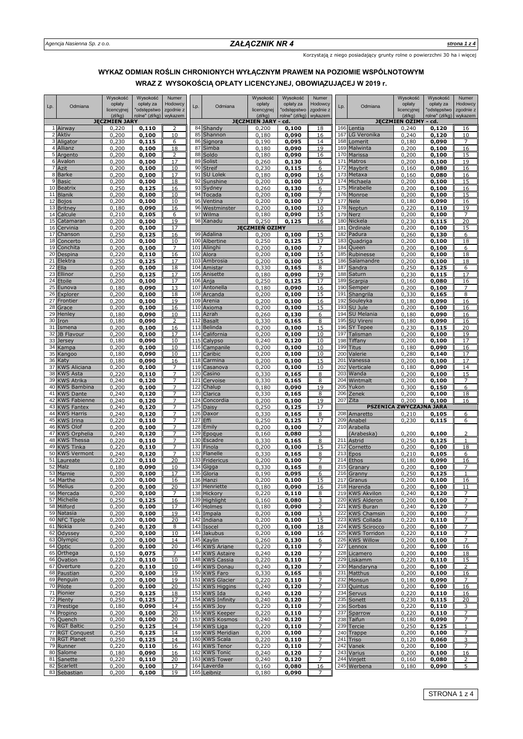Korzystają z niego posiadający grunty rolne o powierzchni 30 ha i więcej

# WYKAZ ODMIAN ROŚLIN CHRONIONYCH WYŁĄCZNYM PRAWEM NA POZIOMIE WSPÓLNOTOWYM WRAZ Z WYSOKOŚCIĄ OPŁATY LICENCYJNEJ, OBOWIĄZUJĄCEJ W 2019 r.

| Lp. | Odmiana | Wysokość opłaty licencyjnej (zł/kg) | Wysokość opłaty za "odstępstwo rolne" (zł/kg) | Numer Hodowcy zgodnie z wykazem |
|---|---|---|---|---|
| | **JĘCZMIEŃ JARY** | | | |
| 1 | Airway | 0,220 | **0,110** | 2 |
| 2 | Aktiv | 0,200 | **0,100** | 10 |
| 3 | Aligator | 0,230 | **0,115** | 6 |
| 4 | Allianz | 0,200 | **0,100** | 18 |
| 5 | Argento | 0,200 | **0,100** | 2 |
| 6 | Avalon | 0,200 | **0,100** | 17 |
| 7 | Azit | 0,200 | **0,100** | 10 |
| 8 | Barke | 0,200 | **0,100** | 17 |
| 9 | Basic | 0,200 | **0,100** | 18 |
| 10 | Beatrix | 0,250 | **0,125** | 16 |
| 11 | Blanik | 0,200 | **0,100** | 10 |
| 12 | Bojos | 0,200 | **0,100** | 10 |
| 13 | Britney | 0,180 | **0,090** | 16 |
| 14 | Calcule | 0,210 | **0,105** | 6 |
| 15 | Catamaran | 0,200 | **0,100** | 19 |
| 16 | Cervinia | 0,200 | **0,100** | 17 |
| 17 | Chanson | 0,250 | **0,125** | 16 |
| 18 | Concerto | 0,200 | **0,100** | 10 |
| 19 | Conchita | 0,200 | **0,100** | 7 |
| 20 | Despina | 0,220 | **0,110** | 16 |
| 21 | Elektra | 0,250 | **0,125** | 17 |
| 22 | Ella | 0,200 | **0,100** | 18 |
| 23 | Ellinor | 0,250 | **0,125** | 17 |
| 24 | Etoile | 0,200 | **0,100** | 17 |
| 25 | Eunova | 0,180 | **0,090** | 13 |
| 26 | Explorer | 0,200 | **0,100** | 18 |
| 27 | Frontier | 0,200 | **0,100** | 19 |
| 28 | Grace | 0,200 | **0,100** | 16 |
| 29 | Henley | 0,180 | **0,090** | 10 |
| 30 | Iron | 0,180 | **0,090** | 2 |
| 31 | Ismena | 0,200 | **0,100** | 16 |
| 32 | JB Flavour | 0,200 | **0,100** | 17 |
| 33 | Jersey | 0,180 | **0,090** | 10 |
| 34 | Kampa | 0,200 | **0,100** | 10 |
| 35 | Kangoo | 0,180 | **0,090** | 10 |
| 36 | Katy | 0,180 | **0,090** | 16 |
| 37 | KWS Aliciana | 0,200 | **0,100** | 7 |
| 38 | KWS Asta | 0,220 | **0,110** | 7 |
| 39 | KWS Atrika | 0,240 | **0,120** | 7 |
| 40 | KWS Bambina | 0,200 | **0,100** | 7 |
| 41 | KWS Dante | 0,240 | **0,120** | 7 |
| 42 | KWS Fabienne | 0,240 | **0,120** | 7 |
| 43 | KWS Fantex | 0,240 | **0,120** | 7 |
| 44 | KWS Harris | 0,240 | **0,120** | 7 |
| 45 | KWS Irina | 0,220 | **0,110** | 7 |
| 46 | KWS Olof | 0,200 | **0,100** | 7 |
| 47 | KWS Orphelia | 0,240 | **0,120** | 7 |
| 48 | KWS Thessa | 0,220 | **0,110** | 7 |
| 49 | KWS Tinka | 0,220 | **0,110** | 7 |
| 50 | KWS Vermont | 0,240 | **0,120** | 7 |
| 51 | Laureate | 0,220 | **0,110** | 20 |
| 52 | Malz | 0,180 | **0,090** | 10 |
| 53 | Marnie | 0,200 | **0,100** | 17 |
| 54 | Marthe | 0,200 | **0,100** | 16 |
| 55 | Melius | 0,200 | **0,100** | 20 |
| 56 | Mercada | 0,200 | **0,100** | 7 |
| 57 | Michelle | 0,250 | **0,125** | 16 |
| 58 | Milford | 0,200 | **0,100** | 17 |
| 59 | Natasia | 0,200 | **0,100** | 19 |
| 60 | NFC Tipple | 0,200 | **0,100** | 20 |
| 61 | Nokia | 0,240 | **0,120** | 8 |
| 62 | Odyssey | 0,200 | **0,100** | 10 |
| 63 | Olympic | 0,200 | **0,100** | 14 |
| 64 | Optic | 0,200 | **0,100** | 20 |
| 65 | Orthega | 0,150 | **0,075** | 7 |
| 66 | Ovation | 0,220 | **0,110** | 10 |
| 67 | Overture | 0,220 | **0,110** | 10 |
| 68 | Paustian | 0,200 | **0,100** | 19 |
| 69 | Penguin | 0,200 | **0,100** | 19 |
| 70 | Pilote | 0,200 | **0,100** | 20 |
| 71 | Pionier | 0,250 | **0,125** | 18 |
| 72 | Plenty | 0,250 | **0,125** | 17 |
| 73 | Prestige | 0,180 | **0,090** | 14 |
| 74 | Propino | 0,200 | **0,100** | 20 |
| 75 | Quench | 0,200 | **0,100** | 20 |
| 76 | RGT Baltic | 0,250 | **0,125** | 14 |
| 77 | RGT Conquest | 0,250 | **0,125** | 14 |
| 78 | RGT Planet | 0,250 | **0,125** | 14 |
| 79 | Runner | 0,220 | **0,110** | 16 |
| 80 | Salome | 0,180 | **0,090** | 16 |
| 81 | Sanette | 0,220 | **0,110** | 20 |
| 82 | Scarlett | 0,200 | **0,100** | 17 |
| 83 | Sebastian | 0,200 | **0,100** | 19 |
| | **JĘCZMIEŃ JARY - cd.** | | | |
| 84 | Shandy | 0,200 | **0,100** | 18 |
| 85 | Shannon | 0,180 | **0,090** | 16 |
| 86 | Signora | 0,190 | **0,095** | 14 |
| 87 | Simba | 0,180 | **0,090** | 19 |
| 88 | Soldo | 0,180 | **0,090** | 16 |
| 89 | Solist | 0,260 | **0,130** | 6 |
| 90 | Streif | 0,230 | **0,115** | 6 |
| 91 | SU Lolek | 0,180 | **0,090** | 16 |
| 92 | Sunshine | 0,200 | **0,100** | 17 |
| 93 | Sydney | 0,260 | **0,130** | 6 |
| 94 | Tocada | 0,200 | **0,100** | 7 |
| 95 | Ventina | 0,200 | **0,100** | 17 |
| 96 | Westminster | 0,200 | **0,100** | 10 |
| 97 | Wilma | 0,180 | **0,090** | 15 |
| 98 | Xanadu | 0,250 | **0,125** | 16 |
| | **JĘCZMIEŃ OZIMY** | | | |
| 99 | Adalina | 0,200 | **0,100** | 15 |
| 100 | Albertine | 0,250 | **0,125** | 17 |
| 101 | Alinghi | 0,200 | **0,100** | 7 |
| 102 | Alora | 0,200 | **0,100** | 15 |
| 103 | Ambrosia | 0,200 | **0,100** | 15 |
| 104 | Amistar | 0,330 | **0,165** | 8 |
| 105 | Anisette | 0,180 | **0,090** | 19 |
| 106 | Anja | 0,250 | **0,125** | 17 |
| 107 | Antonella | 0,180 | **0,090** | 16 |
| 108 | Arcanda | 0,200 | **0,100** | 15 |
| 109 | Arenia | 0,200 | **0,100** | 16 |
| 110 | Axioma | 0,200 | **0,100** | 15 |
| 111 | Azrah | 0,260 | **0,130** | 6 |
| 112 | Basalt | 0,330 | **0,165** | 8 |
| 113 | Belinda | 0,200 | **0,100** | 15 |
| 114 | California | 0,200 | **0,100** | 10 |
| 115 | Calypso | 0,240 | **0,120** | 10 |
| 116 | Campanile | 0,200 | **0,100** | 10 |
| 117 | Caribic | 0,200 | **0,100** | 10 |
| 118 | Carmina | 0,200 | **0,100** | 15 |
| 119 | Casanova | 0,200 | **0,100** | 10 |
| 120 | Casino | 0,330 | **0,165** | 8 |
| 121 | Cervoise | 0,330 | **0,165** | 8 |
| 122 | Chalup | 0,180 | **0,090** | 19 |
| 123 | Clarica | 0,330 | **0,165** | 8 |
| 124 | Concordia | 0,200 | **0,100** | 19 |
| 125 | Daisy | 0,250 | **0,125** | 17 |
| 126 | Daxor | 0,330 | **0,165** | 8 |
| 127 | Effi | 0,250 | **0,125** | 17 |
| 128 | Emily | 0,200 | **0,100** | 7 |
| 129 | Epoque | 0,160 | **0,080** | 3 |
| 130 | Escadre | 0,330 | **0,165** | 8 |
| 131 | Finola | 0,200 | **0,100** | 15 |
| 132 | Flanelle | 0,330 | **0,165** | 8 |
| 133 | Fridericus | 0,200 | **0,100** | 7 |
| 134 | Gigga | 0,330 | **0,165** | 8 |
| 135 | Gloria | 0,190 | **0,095** | 6 |
| 136 | Hanzi | 0,200 | **0,100** | 15 |
| 137 | Henriette | 0,180 | **0,090** | 16 |
| 138 | Hickory | 0,220 | **0,110** | 8 |
| 139 | Highlight | 0,160 | **0,080** | 3 |
| 140 | Holmes | 0,180 | **0,090** | 2 |
| 141 | Impala | 0,200 | **0,100** | 3 |
| 142 | Indiana | 0,200 | **0,100** | 15 |
| 143 | Isocel | 0,200 | **0,100** | 18 |
| 144 | Jakubus | 0,200 | **0,100** | 16 |
| 145 | Kaylin | 0,260 | **0,130** | 6 |
| 146 | KWS Ariane | 0,220 | **0,110** | 7 |
| 147 | KWS Astaire | 0,240 | **0,120** | 7 |
| 148 | KWS Cassia | 0,220 | **0,110** | 7 |
| 149 | KWS Donau | 0,240 | **0,120** | 7 |
| 150 | KWS Faro | 0,330 | **0,165** | 8 |
| 151 | KWS Glacier | 0,220 | **0,110** | 7 |
| 152 | KWS Higgins | 0,240 | **0,120** | 7 |
| 153 | KWS Ida | 0,240 | **0,120** | 7 |
| 154 | KWS Infinity | 0,240 | **0,120** | 7 |
| 155 | KWS Joy | 0,220 | **0,110** | 7 |
| 156 | KWS Keeper | 0,220 | **0,110** | 7 |
| 157 | KWS Kosmos | 0,240 | **0,120** | 7 |
| 158 | KWS Liga | 0,220 | **0,110** | 7 |
| 159 | KWS Meridian | 0,200 | **0,100** | 7 |
| 160 | KWS Scala | 0,220 | **0,110** | 7 |
| 161 | KWS Tenor | 0,220 | **0,110** | 7 |
| 162 | KWS Tonic | 0,240 | **0,120** | 7 |
| 163 | KWS Tower | 0,240 | **0,120** | 7 |
| 164 | Laverda | 0,160 | **0,080** | 16 |
| 165 | Leibniz | 0,180 | **0,090** | 7 |
| | **JĘCZMIEŃ OZIMY - cd.** | | | |
| 166 | Lentia | 0,240 | **0,120** | 16 |
| 167 | LG Veronika | 0,240 | **0,120** | 10 |
| 168 | Lomerit | 0,180 | **0,090** | 7 |
| 169 | Malwinta | 0,200 | **0,100** | 16 |
| 170 | Marissa | 0,200 | **0,100** | 15 |
| 171 | Matros | 0,200 | **0,100** | 19 |
| 172 | Maybrit | 0,160 | **0,080** | 16 |
| 173 | Metaxa | 0,160 | **0,080** | 16 |
| 174 | Michaela | 0,200 | **0,100** | 15 |
| 175 | Mirabelle | 0,200 | **0,100** | 16 |
| 176 | Monroe | 0,200 | **0,100** | 15 |
| 177 | Nele | 0,180 | **0,090** | 16 |
| 178 | Neptun | 0,220 | **0,110** | 19 |
| 179 | Nerz | 0,200 | **0,100** | 7 |
| 180 | Nickela | 0,230 | **0,115** | 20 |
| 181 | Ordinale | 0,200 | **0,100** | 15 |
| 182 | Padura | 0,260 | **0,130** | 6 |
| 183 | Quadriga | 0,200 | **0,100** | 18 |
| 184 | Queen | 0,200 | **0,100** | 6 |
| 185 | Rubinesse | 0,200 | **0,100** | 18 |
| 186 | Salamandre | 0,200 | **0,100** | 18 |
| 187 | Sandra | 0,250 | **0,125** | 6 |
| 188 | Saturn | 0,230 | **0,115** | 17 |
| 189 | Scarpia | 0,160 | **0,080** | 16 |
| 190 | Semper | 0,200 | **0,100** | 7 |
| 191 | Shangrila | 0,330 | **0,165** | 8 |
| 192 | Souleyka | 0,180 | **0,090** | 16 |
| 193 | SU Jule | 0,200 | **0,100** | 16 |
| 194 | SU Melania | 0,180 | **0,090** | 16 |
| 195 | SU Vireni | 0,180 | **0,090** | 16 |
| 196 | SY Tepee | 0,230 | **0,115** | 20 |
| 197 | Talisman | 0,200 | **0,100** | 19 |
| 198 | Tiffany | 0,200 | **0,100** | 17 |
| 199 | Titus | 0,180 | **0,090** | 16 |
| 200 | Valerie | 0,280 | **0,140** | 17 |
| 201 | Vanessa | 0,200 | **0,100** | 17 |
| 202 | Verticale | 0,180 | **0,090** | 14 |
| 203 | Wanda | 0,200 | **0,100** | 15 |
| 204 | Wintmalt | 0,200 | **0,100** | 7 |
| 205 | Yukon | 0,300 | **0,150** | 6 |
| 206 | Zenek | 0,200 | **0,100** | 18 |
| 207 | Zita | 0,200 | **0,100** | 16 |
| | **PSZENICA ZWYCZAJNA JARA** | | | |
| 208 | Amaretto | 0,210 | **0,105** | 6 |
| 209 | Anabel | 0,230 | **0,115** | 6 |
| 210 | Arabella (Arabeska) | 0,200 | **0,100** | 2 |
| 211 | Astrid | 0,250 | **0,125** | 1 |
| 212 | Cornetto | 0,200 | **0,100** | 18 |
| 213 | Epos | 0,210 | **0,105** | 6 |
| 214 | Ethos | 0,180 | **0,090** | 16 |
| 215 | Granary | 0,200 | **0,100** | 7 |
| 216 | Granny | 0,250 | **0,125** | 1 |
| 217 | Granus | 0,200 | **0,100** | 16 |
| 218 | Harenda | 0,200 | **0,100** | 11 |
| 219 | KWS Akvilon | 0,240 | **0,120** | 7 |
| 220 | KWS Alderon | 0,200 | **0,100** | 7 |
| 221 | KWS Buran | 0,240 | **0,120** | 7 |
| 222 | KWS Chamsin | 0,200 | **0,100** | 7 |
| 223 | KWS Collada | 0,220 | **0,110** | 7 |
| 224 | KWS Scirocco | 0,200 | **0,100** | 7 |
| 225 | KWS Torridon | 0,220 | **0,110** | 7 |
| 226 | KWS Willow | 0,200 | **0,100** | 7 |
| 227 | Lennox | 0,200 | **0,100** | 16 |
| 228 | Licamero | 0,200 | **0,100** | 18 |
| 229 | Liskamm | 0,220 | **0,110** | 15 |
| 230 | Mandaryna | 0,200 | **0,100** | 2 |
| 231 | Matthus | 0,200 | **0,100** | 16 |
| 232 | Monsun | 0,180 | **0,090** | 7 |
| 233 | Quintus | 0,200 | **0,100** | 16 |
| 234 | Servus | 0,220 | **0,110** | 16 |
| 235 | Sonett | 0,230 | **0,115** | 20 |
| 236 | Sorbas | 0,220 | **0,110** | 3 |
| 237 | Sparrow | 0,220 | **0,110** | 7 |
| 238 | Taifun | 0,180 | **0,090** | 7 |
| 239 | Tercie | 0,250 | **0,125** | 1 |
| 240 | Trappe | 0,200 | **0,100** | 7 |
| 241 | Triso | 0,120 | **0,060** | 3 |
| 242 | Vanek | 0,200 | **0,100** | 7 |
| 243 | Varius | 0,200 | **0,100** | 16 |
| 244 | Vinjett | 0,160 | **0,080** | 2 |
| 245 | Werbena | 0,180 | **0,090** | 5 |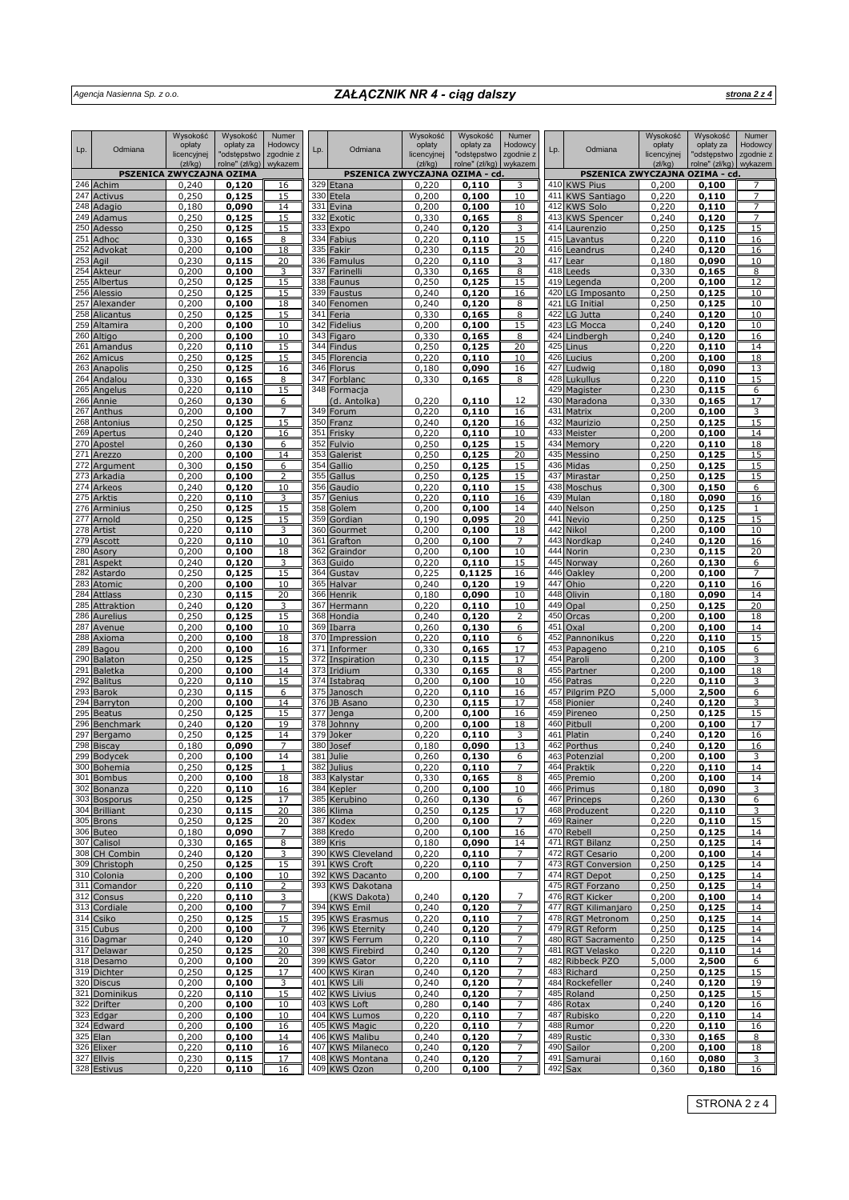# ZAŁĄCZNIK NR 4 - ciąg dalszy

| Lp. | Odmiana | Wysokość opłaty licencyjnej (zł/kg) | Wysokość opłaty za "odstępstwo rolne" (zł/kg) | Numer Hodowcy zgodnie z wykazem |
|---|---|---|---|---|
| | **PSZENICA ZWYCZAJNA OZIMA** | | | |
| 246 | Achim | 0,240 | **0,120** | 16 |
| 247 | Activus | 0,250 | **0,125** | 15 |
| 248 | Adagio | 0,180 | **0,090** | 14 |
| 249 | Adamus | 0,250 | **0,125** | 15 |
| 250 | Adesso | 0,250 | **0,125** | 15 |
| 251 | Adhoc | 0,330 | **0,165** | 8 |
| 252 | Advokat | 0,200 | **0,100** | 18 |
| 253 | Agil | 0,230 | **0,115** | 20 |
| 254 | Akteur | 0,200 | **0,100** | 3 |
| 255 | Albertus | 0,250 | **0,125** | 15 |
| 256 | Alessio | 0,250 | **0,125** | 15 |
| 257 | Alexander | 0,200 | **0,100** | 18 |
| 258 | Alicantus | 0,250 | **0,125** | 15 |
| 259 | Altamira | 0,200 | **0,100** | 10 |
| 260 | Altigo | 0,200 | **0,100** | 10 |
| 261 | Amandus | 0,220 | **0,110** | 15 |
| 262 | Amicus | 0,250 | **0,125** | 15 |
| 263 | Anapolis | 0,250 | **0,125** | 16 |
| 264 | Andalou | 0,330 | **0,165** | 8 |
| 265 | Angelus | 0,220 | **0,110** | 15 |
| 266 | Annie | 0,260 | **0,130** | 6 |
| 267 | Anthus | 0,200 | **0,100** | 7 |
| 268 | Antonius | 0,250 | **0,125** | 15 |
| 269 | Apertus | 0,240 | **0,120** | 16 |
| 270 | Apostel | 0,260 | **0,130** | 6 |
| 271 | Arezzo | 0,200 | **0,100** | 14 |
| 272 | Argument | 0,300 | **0,150** | 6 |
| 273 | Arkadia | 0,200 | **0,100** | 2 |
| 274 | Arkeos | 0,240 | **0,120** | 10 |
| 275 | Arktis | 0,220 | **0,110** | 3 |
| 276 | Arminius | 0,250 | **0,125** | 15 |
| 277 | Arnold | 0,250 | **0,125** | 15 |
| 278 | Artist | 0,220 | **0,110** | 3 |
| 279 | Ascott | 0,220 | **0,110** | 10 |
| 280 | Asory | 0,200 | **0,100** | 18 |
| 281 | Aspekt | 0,240 | **0,120** | 3 |
| 282 | Astardo | 0,250 | **0,125** | 15 |
| 283 | Atomic | 0,200 | **0,100** | 10 |
| 284 | Attlass | 0,230 | **0,115** | 20 |
| 285 | Attraktion | 0,240 | **0,120** | 3 |
| 286 | Aurelius | 0,250 | **0,125** | 15 |
| 287 | Avenue | 0,200 | **0,100** | 10 |
| 288 | Axioma | 0,200 | **0,100** | 18 |
| 289 | Bagou | 0,200 | **0,100** | 16 |
| 290 | Balaton | 0,250 | **0,125** | 15 |
| 291 | Baletka | 0,200 | **0,100** | 14 |
| 292 | Balitus | 0,220 | **0,110** | 15 |
| 293 | Barok | 0,230 | **0,115** | 6 |
| 294 | Barryton | 0,200 | **0,100** | 14 |
| 295 | Beatus | 0,250 | **0,125** | 15 |
| 296 | Benchmark | 0,240 | **0,120** | 19 |
| 297 | Bergamo | 0,250 | **0,125** | 14 |
| 298 | Biscay | 0,180 | **0,090** | 7 |
| 299 | Bodycek | 0,200 | **0,100** | 14 |
| 300 | Bohemia | 0,250 | **0,125** | 1 |
| 301 | Bombus | 0,200 | **0,100** | 18 |
| 302 | Bonanza | 0,220 | **0,110** | 16 |
| 303 | Bosporus | 0,250 | **0,125** | 17 |
| 304 | Brilliant | 0,230 | **0,115** | 20 |
| 305 | Brons | 0,250 | **0,125** | 20 |
| 306 | Buteo | 0,180 | **0,090** | 7 |
| 307 | Calisol | 0,330 | **0,165** | 8 |
| 308 | CH Combin | 0,240 | **0,120** | 3 |
| 309 | Christoph | 0,250 | **0,125** | 15 |
| 310 | Colonia | 0,200 | **0,100** | 10 |
| 311 | Comandor | 0,220 | **0,110** | 2 |
| 312 | Consus | 0,220 | **0,110** | 3 |
| 313 | Cordiale | 0,200 | **0,100** | 7 |
| 314 | Csiko | 0,250 | **0,125** | 15 |
| 315 | Cubus | 0,200 | **0,100** | 7 |
| 316 | Dagmar | 0,240 | **0,120** | 10 |
| 317 | Delawar | 0,250 | **0,125** | 20 |
| 318 | Desamo | 0,200 | **0,100** | 20 |
| 319 | Dichter | 0,250 | **0,125** | 17 |
| 320 | Discus | 0,200 | **0,100** | 3 |
| 321 | Dominikus | 0,220 | **0,110** | 15 |
| 322 | Drifter | 0,200 | **0,100** | 10 |
| 323 | Edgar | 0,200 | **0,100** | 10 |
| 324 | Edward | 0,200 | **0,100** | 16 |
| 325 | Elan | 0,200 | **0,100** | 14 |
| 326 | Elixer | 0,220 | **0,110** | 16 |
| 327 | Ellvis | 0,230 | **0,115** | 17 |
| 328 | Estivus | 0,220 | **0,110** | 16 |
| | **PSZENICA ZWYCZAJNA OZIMA - cd.** | | | |
| 329 | Etana | 0,220 | **0,110** | 3 |
| 330 | Etela | 0,200 | **0,100** | 10 |
| 331 | Evina | 0,200 | **0,100** | 10 |
| 332 | Exotic | 0,330 | **0,165** | 8 |
| 333 | Expo | 0,240 | **0,120** | 3 |
| 334 | Fabius | 0,220 | **0,110** | 15 |
| 335 | Fakir | 0,230 | **0,115** | 20 |
| 336 | Famulus | 0,220 | **0,110** | 3 |
| 337 | Farinelli | 0,330 | **0,165** | 8 |
| 338 | Faunus | 0,250 | **0,125** | 15 |
| 339 | Faustus | 0,240 | **0,120** | 16 |
| 340 | Fenomen | 0,240 | **0,120** | 8 |
| 341 | Feria | 0,330 | **0,165** | 8 |
| 342 | Fidelius | 0,200 | **0,100** | 15 |
| 343 | Figaro | 0,330 | **0,165** | 8 |
| 344 | Findus | 0,250 | **0,125** | 20 |
| 345 | Florencia | 0,220 | **0,110** | 10 |
| 346 | Florus | 0,180 | **0,090** | 16 |
| 347 | Forblanc | 0,330 | **0,165** | 8 |
| 348 | Formacja (d. Antolka) | 0,220 | **0,110** | 12 |
| 349 | Forum | 0,220 | **0,110** | 16 |
| 350 | Franz | 0,240 | **0,120** | 16 |
| 351 | Frisky | 0,220 | **0,110** | 10 |
| 352 | Fulvio | 0,250 | **0,125** | 15 |
| 353 | Galerist | 0,250 | **0,125** | 20 |
| 354 | Gallio | 0,250 | **0,125** | 15 |
| 355 | Gallus | 0,250 | **0,125** | 15 |
| 356 | Gaudio | 0,220 | **0,110** | 15 |
| 357 | Genius | 0,220 | **0,110** | 16 |
| 358 | Golem | 0,200 | **0,100** | 14 |
| 359 | Gordian | 0,190 | **0,095** | 20 |
| 360 | Gourmet | 0,200 | **0,100** | 18 |
| 361 | Grafton | 0,200 | **0,100** | 7 |
| 362 | Graindor | 0,200 | **0,100** | 10 |
| 363 | Guido | 0,220 | **0,110** | 15 |
| 364 | Gustav | 0,225 | **0,1125** | 16 |
| 365 | Halvar | 0,240 | **0,120** | 19 |
| 366 | Henrik | 0,180 | **0,090** | 10 |
| 367 | Hermann | 0,220 | **0,110** | 10 |
| 368 | Hondia | 0,240 | **0,120** | 2 |
| 369 | Ibarra | 0,260 | **0,130** | 6 |
| 370 | Impression | 0,220 | **0,110** | 6 |
| 371 | Informer | 0,330 | **0,165** | 17 |
| 372 | Inspiration | 0,230 | **0,115** | 17 |
| 373 | Iridium | 0,330 | **0,165** | 8 |
| 374 | Istabraq | 0,200 | **0,100** | 10 |
| 375 | Janosch | 0,220 | **0,110** | 16 |
| 376 | JB Asano | 0,230 | **0,115** | 17 |
| 377 | Jenga | 0,200 | **0,100** | 16 |
| 378 | Johnny | 0,200 | **0,100** | 18 |
| 379 | Joker | 0,220 | **0,110** | 3 |
| 380 | Josef | 0,180 | **0,090** | 13 |
| 381 | Julie | 0,260 | **0,130** | 6 |
| 382 | Julius | 0,220 | **0,110** | 7 |
| 383 | Kalystar | 0,330 | **0,165** | 8 |
| 384 | Kepler | 0,200 | **0,100** | 10 |
| 385 | Kerubino | 0,260 | **0,130** | 6 |
| 386 | Klima | 0,250 | **0,125** | 17 |
| 387 | Kodex | 0,200 | **0,100** | 7 |
| 388 | Kredo | 0,200 | **0,100** | 16 |
| 389 | Kris | 0,180 | **0,090** | 14 |
| 390 | KWS Cleveland | 0,220 | **0,110** | 7 |
| 391 | KWS Croft | 0,220 | **0,110** | 7 |
| 392 | KWS Dacanto | 0,200 | **0,100** | 7 |
| 393 | KWS Dakotana (KWS Dakota) | 0,240 | **0,120** | 7 |
| 394 | KWS Emil | 0,240 | **0,120** | 7 |
| 395 | KWS Erasmus | 0,220 | **0,110** | 7 |
| 396 | KWS Eternity | 0,240 | **0,120** | 7 |
| 397 | KWS Ferrum | 0,220 | **0,110** | 7 |
| 398 | KWS Firebird | 0,240 | **0,120** | 7 |
| 399 | KWS Gator | 0,220 | **0,110** | 7 |
| 400 | KWS Kiran | 0,240 | **0,120** | 7 |
| 401 | KWS Lili | 0,240 | **0,120** | 7 |
| 402 | KWS Livius | 0,240 | **0,120** | 7 |
| 403 | KWS Loft | 0,280 | **0,140** | 7 |
| 404 | KWS Lumos | 0,220 | **0,110** | 7 |
| 405 | KWS Magic | 0,220 | **0,110** | 7 |
| 406 | KWS Malibu | 0,240 | **0,120** | 7 |
| 407 | KWS Milaneco | 0,240 | **0,120** | 7 |
| 408 | KWS Montana | 0,240 | **0,120** | 7 |
| 409 | KWS Ozon | 0,200 | **0,100** | 7 |
| | **PSZENICA ZWYCZAJNA OZIMA - cd.** | | | |
| 410 | KWS Pius | 0,200 | **0,100** | 7 |
| 411 | KWS Santiago | 0,220 | **0,110** | 7 |
| 412 | KWS Solo | 0,220 | **0,110** | 7 |
| 413 | KWS Spencer | 0,240 | **0,120** | 7 |
| 414 | Laurenzio | 0,250 | **0,125** | 15 |
| 415 | Lavantus | 0,220 | **0,110** | 16 |
| 416 | Leandrus | 0,240 | **0,120** | 16 |
| 417 | Lear | 0,180 | **0,090** | 10 |
| 418 | Leeds | 0,330 | **0,165** | 8 |
| 419 | Legenda | 0,200 | **0,100** | 12 |
| 420 | LG Imposanto | 0,250 | **0,125** | 10 |
| 421 | LG Initial | 0,250 | **0,125** | 10 |
| 422 | LG Jutta | 0,240 | **0,120** | 10 |
| 423 | LG Mocca | 0,240 | **0,120** | 10 |
| 424 | Lindbergh | 0,240 | **0,120** | 16 |
| 425 | Linus | 0,220 | **0,110** | 14 |
| 426 | Lucius | 0,200 | **0,100** | 18 |
| 427 | Ludwig | 0,180 | **0,090** | 13 |
| 428 | Lukullus | 0,220 | **0,110** | 15 |
| 429 | Magister | 0,230 | **0,115** | 6 |
| 430 | Maradona | 0,330 | **0,165** | 17 |
| 431 | Matrix | 0,200 | **0,100** | 3 |
| 432 | Maurizio | 0,250 | **0,125** | 15 |
| 433 | Meister | 0,200 | **0,100** | 14 |
| 434 | Memory | 0,220 | **0,110** | 18 |
| 435 | Messino | 0,250 | **0,125** | 15 |
| 436 | Midas | 0,250 | **0,125** | 15 |
| 437 | Mirastar | 0,250 | **0,125** | 15 |
| 438 | Moschus | 0,300 | **0,150** | 6 |
| 439 | Mulan | 0,180 | **0,090** | 16 |
| 440 | Nelson | 0,250 | **0,125** | 1 |
| 441 | Nevio | 0,250 | **0,125** | 15 |
| 442 | Nikol | 0,200 | **0,100** | 10 |
| 443 | Nordkap | 0,240 | **0,120** | 16 |
| 444 | Norin | 0,230 | **0,115** | 20 |
| 445 | Norway | 0,260 | **0,130** | 6 |
| 446 | Oakley | 0,200 | **0,100** | 7 |
| 447 | Ohio | 0,220 | **0,110** | 16 |
| 448 | Olivin | 0,180 | **0,090** | 14 |
| 449 | Opal | 0,250 | **0,125** | 20 |
| 450 | Orcas | 0,200 | **0,100** | 18 |
| 451 | Oxal | 0,200 | **0,100** | 14 |
| 452 | Pannonikus | 0,220 | **0,110** | 15 |
| 453 | Papageno | 0,210 | **0,105** | 6 |
| 454 | Paroli | 0,200 | **0,100** | 3 |
| 455 | Partner | 0,200 | **0,100** | 18 |
| 456 | Patras | 0,220 | **0,110** | 3 |
| 457 | Pilgrim PZO | 5,000 | **2,500** | 6 |
| 458 | Pionier | 0,240 | **0,120** | 3 |
| 459 | Pireneo | 0,250 | **0,125** | 15 |
| 460 | Pitbull | 0,200 | **0,100** | 17 |
| 461 | Platin | 0,240 | **0,120** | 16 |
| 462 | Porthus | 0,240 | **0,120** | 16 |
| 463 | Potenzial | 0,200 | **0,100** | 3 |
| 464 | Praktik | 0,220 | **0,110** | 14 |
| 465 | Premio | 0,200 | **0,100** | 14 |
| 466 | Primus | 0,180 | **0,090** | 3 |
| 467 | Princeps | 0,260 | **0,130** | 6 |
| 468 | Produzent | 0,220 | **0,110** | 3 |
| 469 | Rainer | 0,220 | **0,110** | 15 |
| 470 | Rebell | 0,250 | **0,125** | 14 |
| 471 | RGT Bilanz | 0,250 | **0,125** | 14 |
| 472 | RGT Cesario | 0,200 | **0,100** | 14 |
| 473 | RGT Conversion | 0,250 | **0,125** | 14 |
| 474 | RGT Depot | 0,250 | **0,125** | 14 |
| 475 | RGT Forzano | 0,250 | **0,125** | 14 |
| 476 | RGT Kicker | 0,200 | **0,100** | 14 |
| 477 | RGT Kilimanjaro | 0,250 | **0,125** | 14 |
| 478 | RGT Metronom | 0,250 | **0,125** | 14 |
| 479 | RGT Reform | 0,250 | **0,125** | 14 |
| 480 | RGT Sacramento | 0,250 | **0,125** | 14 |
| 481 | RGT Velasko | 0,220 | **0,110** | 14 |
| 482 | Ribbeck PZO | 5,000 | **2,500** | 6 |
| 483 | Richard | 0,250 | **0,125** | 15 |
| 484 | Rockefeller | 0,240 | **0,120** | 19 |
| 485 | Roland | 0,250 | **0,125** | 15 |
| 486 | Rotax | 0,240 | **0,120** | 16 |
| 487 | Rubisko | 0,220 | **0,110** | 14 |
| 488 | Rumor | 0,220 | **0,110** | 16 |
| 489 | Rustic | 0,330 | **0,165** | 8 |
| 490 | Sailor | 0,200 | **0,100** | 18 |
| 491 | Samurai | 0,160 | **0,080** | 3 |
| 492 | Sax | 0,360 | **0,180** | 16 |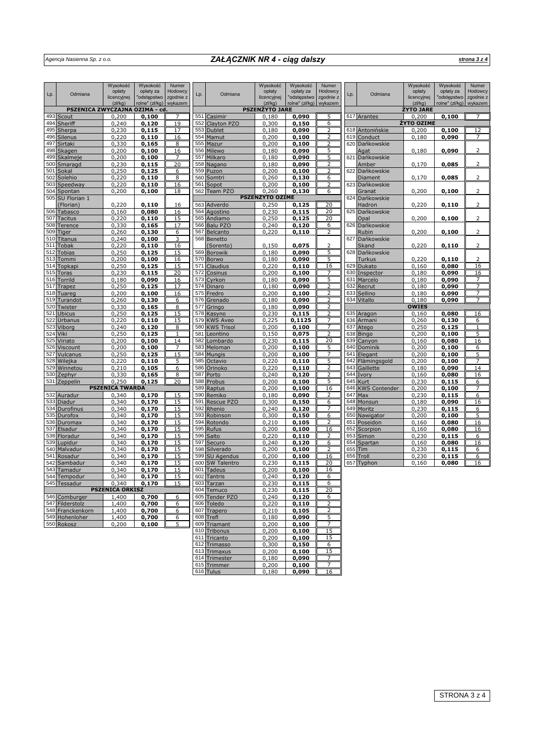# ZAŁĄCZNIK NR 4 - ciąg dalszy

| Lp. | Odmiana | Wysokość opłaty licencyjnej (zł/kg) | Wysokość opłaty za "odstępstwo rolne" (zł/kg) | Numer Hodowcy zgodnie z wykazem |
|---|---|---|---|---|
| **PSZENICA ZWYCZAJNA OZIMA - cd.** | | | | |
| 493 | Scout | 0,200 | **0,100** | 7 |
| 494 | Sheriff | 0,240 | **0,120** | 19 |
| 495 | Sherpa | 0,230 | **0,115** | 17 |
| 496 | Silenus | 0,220 | **0,110** | 16 |
| 497 | Sirtaki | 0,330 | **0,165** | 8 |
| 498 | Skagen | 0,200 | **0,100** | 16 |
| 499 | Skalmeje | 0,200 | **0,100** | 7 |
| 500 | Smaragd | 0,230 | **0,115** | 20 |
| 501 | Sokal | 0,250 | **0,125** | 6 |
| 502 | Solehio | 0,220 | **0,110** | 8 |
| 503 | Speedway | 0,220 | **0,110** | 16 |
| 504 | Spontan | 0,200 | **0,100** | 18 |
| 505 | SU Florian 1 (Florian) | 0,220 | **0,110** | 16 |
| 506 | Tabasco | 0,160 | **0,080** | 16 |
| 507 | Tacitus | 0,220 | **0,110** | 15 |
| 508 | Terence | 0,330 | **0,165** | 17 |
| 509 | Tiger | 0,260 | **0,130** | 6 |
| 510 | Titanus | 0,240 | **0,100** | 3 |
| 511 | Tobak | 0,220 | **0,110** | 16 |
| 512 | Tobias | 0,250 | **0,125** | 15 |
| 513 | Tommi | 0,200 | **0,100** | 16 |
| 514 | Topkapi | 0,250 | **0,125** | 15 |
| 515 | Toras | 0,230 | **0,115** | 20 |
| 516 | Torrild | 0,180 | **0,090** | 16 |
| 517 | Trapez | 0,250 | **0,125** | 17 |
| 518 | Tuareg | 0,200 | **0,100** | 16 |
| 519 | Turandot | 0,260 | **0,130** | 6 |
| 520 | Twister | 0,330 | **0,165** | 8 |
| 521 | Ubicus | 0,250 | **0,125** | 15 |
| 522 | Urbanus | 0,220 | **0,110** | 15 |
| 523 | Viborg | 0,240 | **0,120** | 8 |
| 524 | Viki | 0,250 | **0,125** | 1 |
| 525 | Viriato | 0,200 | **0,100** | 14 |
| 526 | Viscount | 0,200 | **0,100** | 7 |
| 527 | Vulcanus | 0,250 | **0,125** | 15 |
| 528 | Wilejka | 0,220 | **0,110** | 5 |
| 529 | Winnetou | 0,210 | **0,105** | 6 |
| 530 | Zephyr | 0,330 | **0,165** | 8 |
| 531 | Zeppelin | 0,250 | **0,125** | 20 |
| **PSZENICA TWARDA** | | | | |
| 532 | Auradur | 0,340 | **0,170** | 15 |
| 533 | Diadur | 0,340 | **0,170** | 15 |
| 534 | Durofinus | 0,340 | **0,170** | 15 |
| 535 | Durofox | 0,340 | **0,170** | 15 |
| 536 | Duromax | 0,340 | **0,170** | 15 |
| 537 | Elsadur | 0,340 | **0,170** | 15 |
| 538 | Floradur | 0,340 | **0,170** | 15 |
| 539 | Lupidur | 0,340 | **0,170** | 15 |
| 540 | Malvadur | 0,340 | **0,170** | 15 |
| 541 | Rosadur | 0,340 | **0,170** | 15 |
| 542 | Sambadur | 0,340 | **0,170** | 15 |
| 543 | Tamadur | 0,340 | **0,170** | 15 |
| 544 | Tempodur | 0,340 | **0,170** | 15 |
| 545 | Tessadur | 0,340 | **0,170** | 15 |
| **PSZENICA ORKISZ** | | | | |
| 546 | Comburger | 1,400 | **0,700** | 6 |
| 547 | Filderstolz | 1,400 | **0,700** | 6 |
| 548 | Franckenkorn | 1,400 | **0,700** | 6 |
| 549 | Hohenloher | 1,400 | **0,700** | 6 |
| 550 | Rokosz | 0,200 | **0,100** | 5 |
| **PSZENŻYTO JARE** | | | | |
| 551 | Casimir | 0,180 | **0,090** | 5 |
| 552 | Clayton PZO | 0,300 | **0,150** | 6 |
| 553 | Dublet | 0,180 | **0,090** | 2 |
| 554 | Mamut | 0,200 | **0,100** | 2 |
| 555 | Mazur | 0,200 | **0,100** | 2 |
| 556 | Milewo | 0,180 | **0,090** | 5 |
| 557 | Milkaro | 0,180 | **0,090** | 5 |
| 558 | Nagano | 0,180 | **0,090** | 2 |
| 559 | Puzon | 0,200 | **0,100** | 2 |
| 560 | Somtri | 0,260 | **0,130** | 6 |
| 561 | Sopot | 0,200 | **0,100** | 2 |
| 562 | Team PZO | 0,260 | **0,130** | 6 |
| **PSZENŻYTO OZIME** | | | | |
| 563 | Adverdo | 0,250 | **0,125** | 20 |
| 564 | Agostino | 0,230 | **0,115** | 20 |
| 565 | Andiamo | 0,250 | **0,125** | 20 |
| 566 | Balu PZO | 0,240 | **0,120** | 6 |
| 567 | Belcanto | 0,220 | **0,110** | 2 |
| 568 | Benetto (Sorento) | 0,150 | **0,075** | 2 |
| 569 | Borowik | 0,180 | **0,090** | 5 |
| 570 | Borwo | 0,180 | **0,090** | 5 |
| 571 | Claudius | 0,220 | **0,110** | 16 |
| 572 | Cosinus | 0,200 | **0,100** | 7 |
| 573 | Cyrkon | 0,180 | **0,090** | 5 |
| 574 | Dinaro | 0,180 | **0,090** | 2 |
| 575 | Fredro | 0,200 | **0,100** | 2 |
| 576 | Grenado | 0,180 | **0,090** | 2 |
| 577 | Gringo | 0,180 | **0,090** | 2 |
| 578 | Kasyno | 0,230 | **0,115** | 2 |
| 579 | KWS Aveo | 0,225 | **0,1125** | 7 |
| 580 | KWS Trisol | 0,200 | **0,100** | 7 |
| 581 | Leontino | 0,150 | **0,075** | 2 |
| 582 | Lombardo | 0,230 | **0,115** | 20 |
| 583 | Meloman | 0,200 | **0,100** | 5 |
| 584 | Mungis | 0,200 | **0,100** | 7 |
| 585 | Octavio | 0,220 | **0,110** | 5 |
| 586 | Orinoko | 0,220 | **0,110** | 2 |
| 587 | Porto | 0,240 | **0,120** | 2 |
| 588 | Probus | 0,200 | **0,100** | 5 |
| 589 | Raptus | 0,200 | **0,100** | 16 |
| 590 | Remiko | 0,180 | **0,090** | 2 |
| 591 | Rescue PZO | 0,300 | **0,150** | 6 |
| 592 | Rhenio | 0,240 | **0,120** | 7 |
| 593 | Robinson | 0,300 | **0,150** | 6 |
| 594 | Rotondo | 0,210 | **0,105** | 2 |
| 595 | Rufus | 0,200 | **0,100** | 16 |
| 596 | Salto | 0,220 | **0,110** | 2 |
| 597 | Securo | 0,240 | **0,120** | 6 |
| 598 | Silverado | 0,200 | **0,100** | 2 |
| 599 | SU Agendus | 0,200 | **0,100** | 16 |
| 600 | SW Talentro | 0,230 | **0,115** | 20 |
| 601 | Tadeus | 0,200 | **0,100** | 16 |
| 602 | Tantris | 0,240 | **0,120** | 6 |
| 603 | Tarzan | 0,230 | **0,115** | 6 |
| 604 | Temuco | 0,230 | **0,115** | 20 |
| 605 | Tender PZO | 0,240 | **0,120** | 6 |
| 606 | Toledo | 0,220 | **0,110** | 2 |
| 607 | Trapero | 0,210 | **0,105** | 2 |
| 608 | Trefl | 0,180 | **0,090** | 5 |
| 609 | Triamant | 0,200 | **0,100** | 7 |
| 610 | Tribonus | 0,200 | **0,100** | 15 |
| 611 | Tricanto | 0,200 | **0,100** | 15 |
| 612 | Trimasso | 0,300 | **0,150** | 6 |
| 613 | Trimaxus | 0,200 | **0,100** | 15 |
| 614 | Trimester | 0,180 | **0,090** | 7 |
| 615 | Trimmer | 0,200 | **0,100** | 7 |
| 616 | Tulus | 0,180 | **0,090** | 16 |
| **ŻYTO JARE** | | | | |
| 617 | Arantes | 0,200 | **0,100** | 7 |
| **ŻYTO OZIME** | | | | |
| 618 | Antonińskie | 0,200 | **0,100** | 12 |
| 619 | Conduct | 0,180 | **0,090** | 7 |
| 620 | Dańkowskie Agat | 0,180 | **0,090** | 2 |
| 621 | Dańkowskie Amber | 0,170 | **0,085** | 2 |
| 622 | Dańkowskie Diament | 0,170 | **0,085** | 2 |
| 623 | Dańkowskie Granat | 0,200 | **0,100** | 2 |
| 624 | Dańkowskie Hadron | 0,220 | **0,110** | 2 |
| 625 | Dańkowskie Opal | 0,200 | **0,100** | 2 |
| 626 | Dańkowskie Rubin | 0,200 | **0,100** | 2 |
| 627 | Dańkowskie Skand | 0,220 | **0,110** | 2 |
| 628 | Dańkowskie Turkus | 0,220 | **0,110** | 2 |
| 629 | Dukato | 0,160 | **0,080** | 16 |
| 630 | Inspector | 0,180 | **0,090** | 16 |
| 631 | Marcelo | 0,180 | **0,090** | 7 |
| 632 | Recrut | 0,180 | **0,090** | 7 |
| 633 | Sellino | 0,180 | **0,090** | 7 |
| 634 | Vitallo | 0,180 | **0,090** | 7 |
| **OWIES** | | | | |
| 635 | Aragon | 0,160 | **0,080** | 16 |
| 636 | Armani | 0,260 | **0,130** | 6 |
| 637 | Atego | 0,250 | **0,125** | 1 |
| 638 | Bingo | 0,200 | **0,100** | 5 |
| 639 | Canyon | 0,160 | **0,080** | 16 |
| 640 | Dominik | 0,200 | **0,100** | 6 |
| 641 | Elegant | 0,200 | **0,100** | 5 |
| 642 | Flämingsgold | 0,200 | **0,100** | 7 |
| 643 | Gaillette | 0,180 | **0,090** | 14 |
| 644 | Ivory | 0,160 | **0,080** | 16 |
| 645 | Kurt | 0,230 | **0,115** | 6 |
| 646 | KWS Contender | 0,200 | **0,100** | 7 |
| 647 | Max | 0,230 | **0,115** | 6 |
| 648 | Monsun | 0,180 | **0,090** | 16 |
| 649 | Moritz | 0,230 | **0,115** | 6 |
| 650 | Nawigator | 0,200 | **0,100** | 5 |
| 651 | Poseidon | 0,160 | **0,080** | 16 |
| 652 | Scorpion | 0,160 | **0,080** | 16 |
| 653 | Simon | 0,230 | **0,115** | 6 |
| 654 | Spartan | 0,160 | **0,080** | 16 |
| 655 | Tim | 0,230 | **0,115** | 6 |
| 656 | Troll | 0,230 | **0,115** | 6 |
| 657 | Typhon | 0,160 | **0,080** | 16 |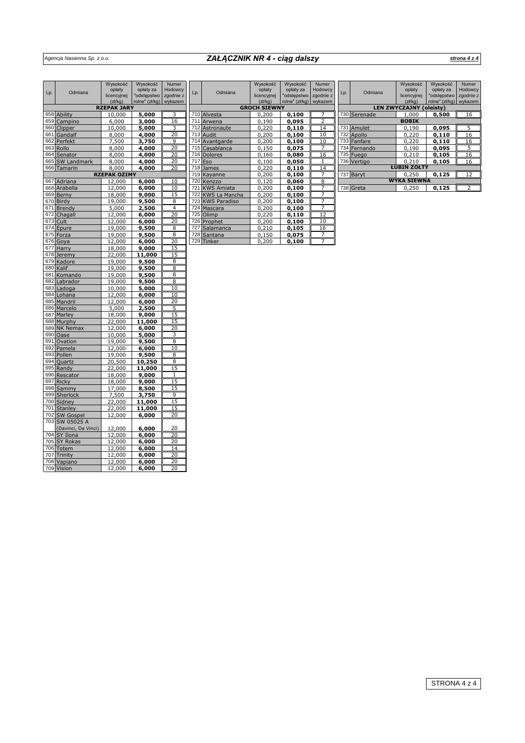## ZAŁĄCZNIK NR 4 - ciąg dalszy

| Lp. | Odmiana | Wysokość opłaty licencyjnej (zł/kg) | Wysokość opłaty za "odstępstwo rolne" (zł/kg) | Numer Hodowcy zgodnie z wykazem |
|---|---|---|---|---|
| | **RZEPAK JARY** | | | |
| 658 | Ability | 10,000 | **5,000** | 3 |
| 659 | Campino | 6,000 | **3,000** | 16 |
| 660 | Clipper | 10,000 | **5,000** | 3 |
| 661 | Gandalf | 8,000 | **4,000** | 20 |
| 662 | Perfekt | 7,500 | **3,750** | 9 |
| 663 | Rollo | 8,000 | **4,000** | 20 |
| 664 | Senator | 8,000 | **4,000** | 20 |
| 665 | SW Landmark | 8,000 | **4,000** | 20 |
| 666 | Tamarin | 8,000 | **4,000** | 20 |
| | **RZEPAK OZIMY** | | | |
| 667 | Adriana | 12,000 | **6,000** | 10 |
| 668 | Arabella | 12,000 | **6,000** | 10 |
| 669 | Berny | 18,000 | **9,000** | 15 |
| 670 | Birdy | 19,000 | **9,500** | 8 |
| 671 | Brendy | 5,000 | **2,500** | 4 |
| 672 | Chagall | 12,000 | **6,000** | 20 |
| 673 | Cult | 12,000 | **6,000** | 20 |
| 674 | Epure | 19,000 | **9,500** | 8 |
| 675 | Forza | 19,000 | **9,500** | 8 |
| 676 | Goya | 12,000 | **6,000** | 20 |
| 677 | Harry | 18,000 | **9,000** | 15 |
| 678 | Jeremy | 22,000 | **11,000** | 15 |
| 679 | Kadore | 19,000 | **9,500** | 8 |
| 680 | Kalif | 19,000 | **9,500** | 8 |
| 681 | Komando | 19,000 | **9,500** | 8 |
| 682 | Labrador | 19,000 | **9,500** | 8 |
| 683 | Ladoga | 10,000 | **5,000** | 10 |
| 684 | Lohana | 12,000 | **6,000** | 10 |
| 685 | Mandril | 12,000 | **6,000** | 20 |
| 686 | Marcelo | 5,000 | **2,500** | 5 |
| 687 | Marley | 18,000 | **9,000** | 15 |
| 688 | Murphy | 22,000 | **11,000** | 15 |
| 689 | NK Nemax | 12,000 | **6,000** | 20 |
| 690 | Oase | 10,000 | **5,000** | 3 |
| 691 | Ovation | 19,000 | **9,500** | 8 |
| 692 | Pamela | 12,000 | **6,000** | 10 |
| 693 | Pollen | 19,000 | **9,500** | 8 |
| 694 | Quartz | 20,500 | **10,250** | 8 |
| 695 | Randy | 22,000 | **11,000** | 15 |
| 696 | Rescator | 18,000 | **9,000** | 1 |
| 697 | Ricky | 18,000 | **9,000** | 15 |
| 698 | Sammy | 17,000 | **8,500** | 15 |
| 699 | Sherlock | 7,500 | **3,750** | 9 |
| 700 | Sidney | 22,000 | **11,000** | 15 |
| 701 | Stanley | 22,000 | **11,000** | 15 |
| 702 | SW Gospel | 12,000 | **6,000** | 20 |
| 703 | SW 05025 A (Davinci, Da Vinci) | 12,000 | **6,000** | 20 |
| 704 | SY Ilona | 12,000 | **6,000** | 20 |
| 705 | SY Rokas | 12,000 | **6,000** | 20 |
| 706 | Totem | 12,000 | **6,000** | 14 |
| 707 | Trinity | 12,000 | **6,000** | 20 |
| 708 | Vapiano | 12,000 | **6,000** | 20 |
| 709 | Vision | 12,000 | **6,000** | 20 |
| | **GROCH SIEWNY** | | | |
| 710 | Alvesta | 0,200 | **0,100** | 7 |
| 711 | Arwena | 0,190 | **0,095** | 2 |
| 712 | Astronaute | 0,220 | **0,110** | 14 |
| 713 | Audit | 0,200 | **0,100** | 10 |
| 714 | Avantgarde | 0,200 | **0,100** | 10 |
| 715 | Casablanca | 0,150 | **0,075** | 7 |
| 716 | Dolores | 0,160 | **0,080** | 16 |
| 717 | Eso | 0,100 | **0,050** | 1 |
| 718 | James | 0,220 | **0,110** | 14 |
| 719 | Kayanne | 0,200 | **0,100** | 7 |
| 720 | Kenzzo | 0,120 | **0,060** | 8 |
| 721 | KWS Amiata | 0,200 | **0,100** | 7 |
| 722 | KWS La Mancha | 0,200 | **0,100** | 7 |
| 723 | KWS Paradiso | 0,200 | **0,100** | 7 |
| 724 | Mascara | 0,200 | **0,100** | 7 |
| 725 | Olimp | 0,220 | **0,110** | 12 |
| 726 | Prophet | 0,200 | **0,100** | 10 |
| 727 | Salamanca | 0,210 | **0,105** | 16 |
| 728 | Santana | 0,150 | **0,075** | 7 |
| 729 | Tinker | 0,200 | **0,100** | 7 |
| | **LEN ZWYCZAJNY (oleisty)** | | | |
| 730 | Serenade | 1,000 | **0,500** | 16 |
| | **BOBIK** | | | |
| 731 | Amulet | 0,190 | **0,095** | 5 |
| 732 | Apollo | 0,220 | **0,110** | 16 |
| 733 | Fanfare | 0,220 | **0,110** | 16 |
| 734 | Fernando | 0,190 | **0,095** | 5 |
| 735 | Fuego | 0,210 | **0,105** | 16 |
| 736 | Vertigo | 0,210 | **0,105** | 16 |
| | **ŁUBIN ŻÓŁTY** | | | |
| 737 | Baryt | 0,250 | **0,125** | 12 |
| | **WYKA SIEWNA** | | | |
| 738 | Greta | 0,250 | **0,125** | 2 |